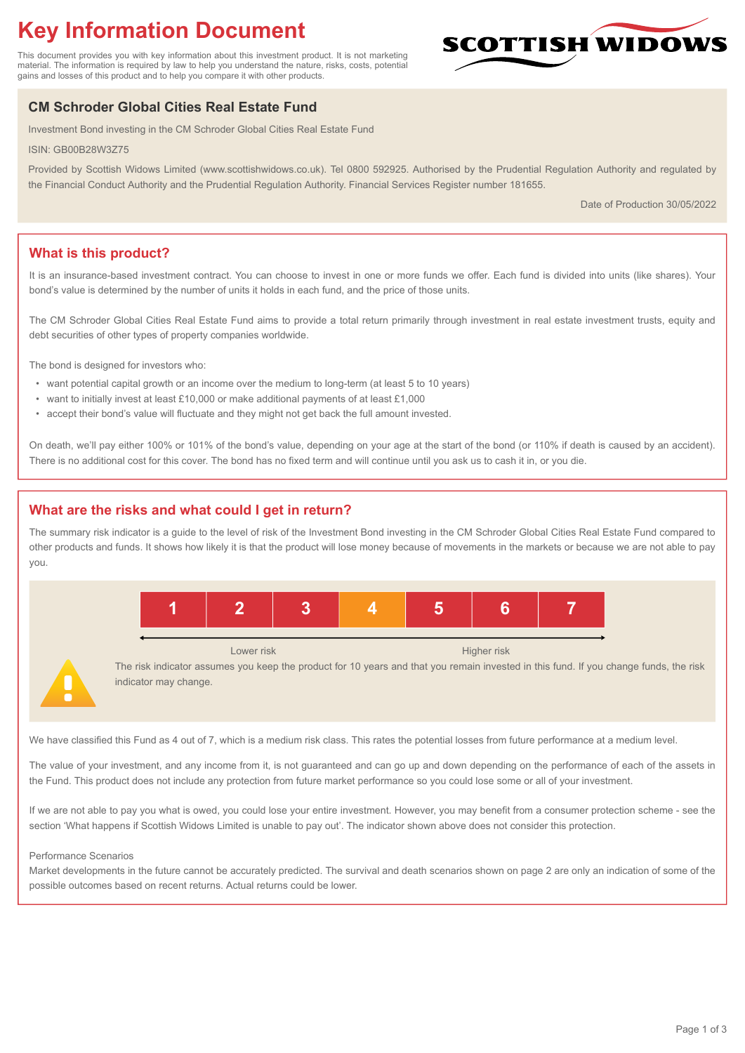# Key Information Document

This document provides you with key information about this investment product. It is not marketing material. The information is required by law to help you understand the nature, risks, costs, potential gains and losses of this product and to help you compare it with other products.

SCOTTISH WIDOWS

## CM Schroder Global Cities Real Estate Fund

Investment Bond investing in the CM Schroder Global Cities Real Estate Fund

ISIN: GB00B28W3Z75

Provided by Scottish Widows Limited (www.scottishwidows.co.uk). Tel 0800 592925. Authorised by the Prudential Regulation Authority and regulated by the Financial Conduct Authority and the Prudential Regulation Authority. Financial Services Register number 181655.

Date of Production 30/05/2022

## What is this product?

It is an insurance-based investment contract. You can choose to invest in one or more funds we offer. Each fund is divided into units (like shares). Your bond's value is determined by the number of units it holds in each fund, and the price of those units.

The CM Schroder Global Cities Real Estate Fund aims to provide a total return primarily through investment in real estate investment trusts, equity and debt securities of other types of property companies worldwide.

The bond is designed for investors who:

- want potential capital growth or an income over the medium to long-term (at least 5 to 10 years)
- want to initially invest at least £10,000 or make additional payments of at least £1,000
- accept their bond's value will fluctuate and they might not get back the full amount invested.

On death, we'll pay either 100% or 101% of the bond's value, depending on your age at the start of the bond (or 110% if death is caused by an accident). There is no additional cost for this cover. The bond has no fixed term and will continue until you ask us to cash it in, or you die.

## What are the risks and what could I get in return?

The summary risk indicator is a guide to the level of risk of the Investment Bond investing in the CM Schroder Global Cities Real Estate Fund compared to other products and funds. It shows how likely it is that the product will lose money because of movements in the markets or because we are not able to pay you.

| 1 | 2 | 3 | **4** | 5 | 6 | 7 |
|---|---|---|---|---|---|---|

Lower risk ← → Higher risk

The risk indicator assumes you keep the product for 10 years and that you remain invested in this fund. If you change funds, the risk indicator may change.

We have classified this Fund as 4 out of 7, which is a medium risk class. This rates the potential losses from future performance at a medium level.

The value of your investment, and any income from it, is not guaranteed and can go up and down depending on the performance of each of the assets in the Fund. This product does not include any protection from future market performance so you could lose some or all of your investment.

If we are not able to pay you what is owed, you could lose your entire investment. However, you may benefit from a consumer protection scheme - see the section 'What happens if Scottish Widows Limited is unable to pay out'. The indicator shown above does not consider this protection.

Performance Scenarios

Market developments in the future cannot be accurately predicted. The survival and death scenarios shown on page 2 are only an indication of some of the possible outcomes based on recent returns. Actual returns could be lower.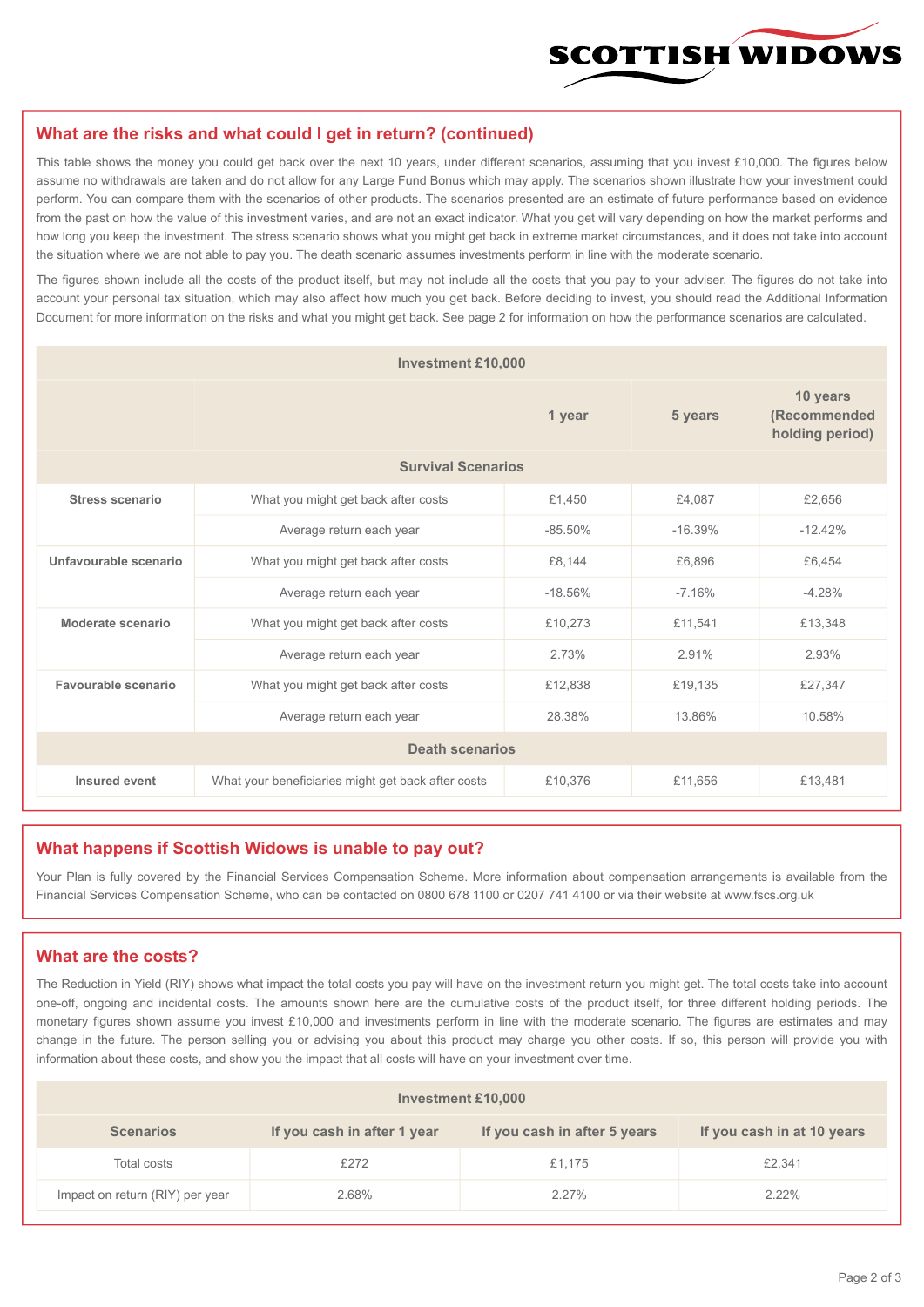## What are the risks and what could I get in return? (continued)

This table shows the money you could get back over the next 10 years, under different scenarios, assuming that you invest £10,000. The figures below assume no withdrawals are taken and do not allow for any Large Fund Bonus which may apply. The scenarios shown illustrate how your investment could perform. You can compare them with the scenarios of other products. The scenarios presented are an estimate of future performance based on evidence from the past on how the value of this investment varies, and are not an exact indicator. What you get will vary depending on how the market performs and how long you keep the investment. The stress scenario shows what you might get back in extreme market circumstances, and it does not take into account the situation where we are not able to pay you. The death scenario assumes investments perform in line with the moderate scenario.

The figures shown include all the costs of the product itself, but may not include all the costs that you pay to your adviser. The figures do not take into account your personal tax situation, which may also affect how much you get back. Before deciding to invest, you should read the Additional Information Document for more information on the risks and what you might get back. See page 2 for information on how the performance scenarios are calculated.

| Investment £10,000 | | | | |
|---|---|---|---|---|
| | | 1 year | 5 years | 10 years (Recommended holding period) |
| **Survival Scenarios** | | | | |
| **Stress scenario** | What you might get back after costs | £1,450 | £4,087 | £2,656 |
| | Average return each year | -85.50% | -16.39% | -12.42% |
| **Unfavourable scenario** | What you might get back after costs | £8,144 | £6,896 | £6,454 |
| | Average return each year | -18.56% | -7.16% | -4.28% |
| **Moderate scenario** | What you might get back after costs | £10,273 | £11,541 | £13,348 |
| | Average return each year | 2.73% | 2.91% | 2.93% |
| **Favourable scenario** | What you might get back after costs | £12,838 | £19,135 | £27,347 |
| | Average return each year | 28.38% | 13.86% | 10.58% |
| **Death scenarios** | | | | |
| **Insured event** | What your beneficiaries might get back after costs | £10,376 | £11,656 | £13,481 |

## What happens if Scottish Widows is unable to pay out?

Your Plan is fully covered by the Financial Services Compensation Scheme. More information about compensation arrangements is available from the Financial Services Compensation Scheme, who can be contacted on 0800 678 1100 or 0207 741 4100 or via their website at www.fscs.org.uk

## What are the costs?

The Reduction in Yield (RIY) shows what impact the total costs you pay will have on the investment return you might get. The total costs take into account one-off, ongoing and incidental costs. The amounts shown here are the cumulative costs of the product itself, for three different holding periods. The monetary figures shown assume you invest £10,000 and investments perform in line with the moderate scenario. The figures are estimates and may change in the future. The person selling you or advising you about this product may charge you other costs. If so, this person will provide you with information about these costs, and show you the impact that all costs will have on your investment over time.

| Investment £10,000 | | | |
|---|---|---|---|
| **Scenarios** | **If you cash in after 1 year** | **If you cash in after 5 years** | **If you cash in at 10 years** |
| Total costs | £272 | £1,175 | £2,341 |
| Impact on return (RIY) per year | 2.68% | 2.27% | 2.22% |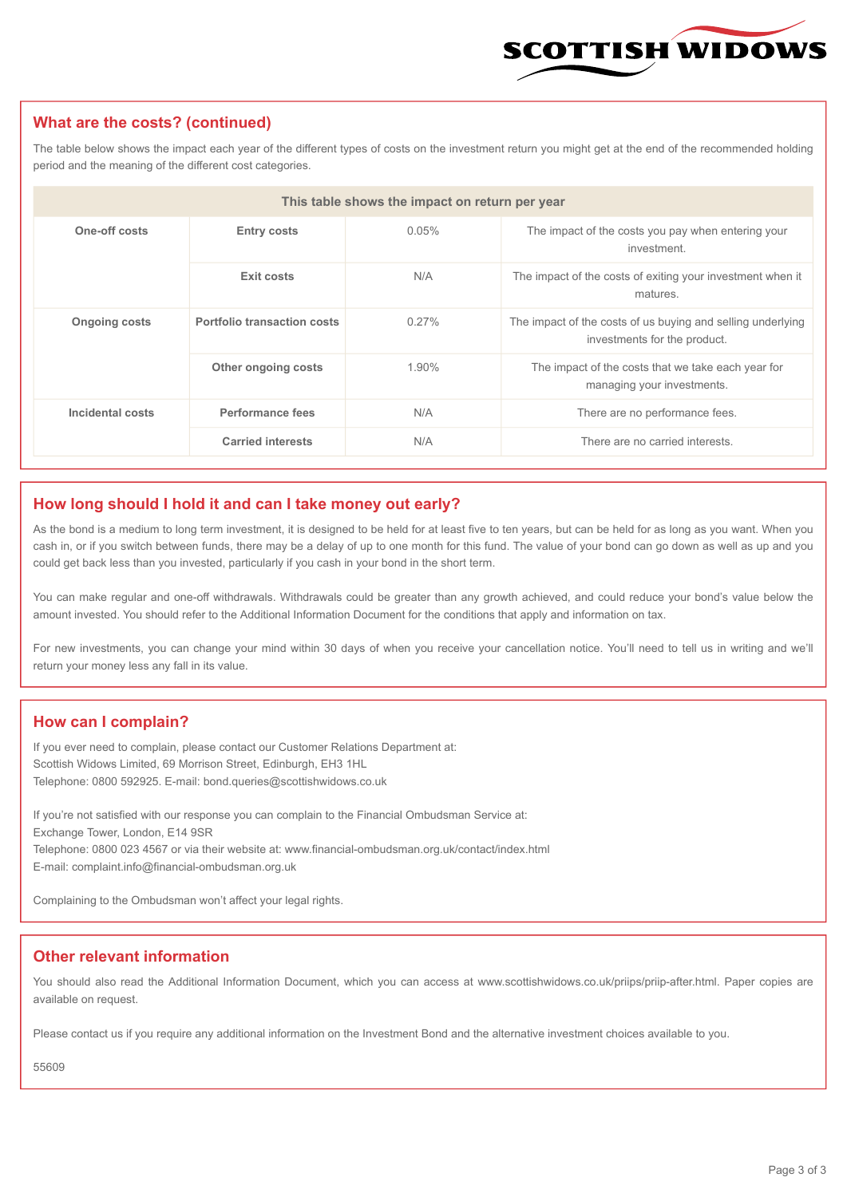## What are the costs? (continued)

The table below shows the impact each year of the different types of costs on the investment return you might get at the end of the recommended holding period and the meaning of the different cost categories.

| This table shows the impact on return per year | | | |
|---|---|---|---|
| **One-off costs** | **Entry costs** | 0.05% | The impact of the costs you pay when entering your investment. |
| | **Exit costs** | N/A | The impact of the costs of exiting your investment when it matures. |
| **Ongoing costs** | **Portfolio transaction costs** | 0.27% | The impact of the costs of us buying and selling underlying investments for the product. |
| | **Other ongoing costs** | 1.90% | The impact of the costs that we take each year for managing your investments. |
| **Incidental costs** | **Performance fees** | N/A | There are no performance fees. |
| | **Carried interests** | N/A | There are no carried interests. |

## How long should I hold it and can I take money out early?

As the bond is a medium to long term investment, it is designed to be held for at least five to ten years, but can be held for as long as you want. When you cash in, or if you switch between funds, there may be a delay of up to one month for this fund. The value of your bond can go down as well as up and you could get back less than you invested, particularly if you cash in your bond in the short term.

You can make regular and one-off withdrawals. Withdrawals could be greater than any growth achieved, and could reduce your bond's value below the amount invested. You should refer to the Additional Information Document for the conditions that apply and information on tax.

For new investments, you can change your mind within 30 days of when you receive your cancellation notice. You'll need to tell us in writing and we'll return your money less any fall in its value.

## How can I complain?

If you ever need to complain, please contact our Customer Relations Department at:
Scottish Widows Limited, 69 Morrison Street, Edinburgh, EH3 1HL
Telephone: 0800 592925. E-mail: bond.queries@scottishwidows.co.uk

If you're not satisfied with our response you can complain to the Financial Ombudsman Service at:
Exchange Tower, London, E14 9SR
Telephone: 0800 023 4567 or via their website at: www.financial-ombudsman.org.uk/contact/index.html
E-mail: complaint.info@financial-ombudsman.org.uk

Complaining to the Ombudsman won't affect your legal rights.

## Other relevant information

You should also read the Additional Information Document, which you can access at www.scottishwidows.co.uk/priips/priip-after.html. Paper copies are available on request.

Please contact us if you require any additional information on the Investment Bond and the alternative investment choices available to you.

55609